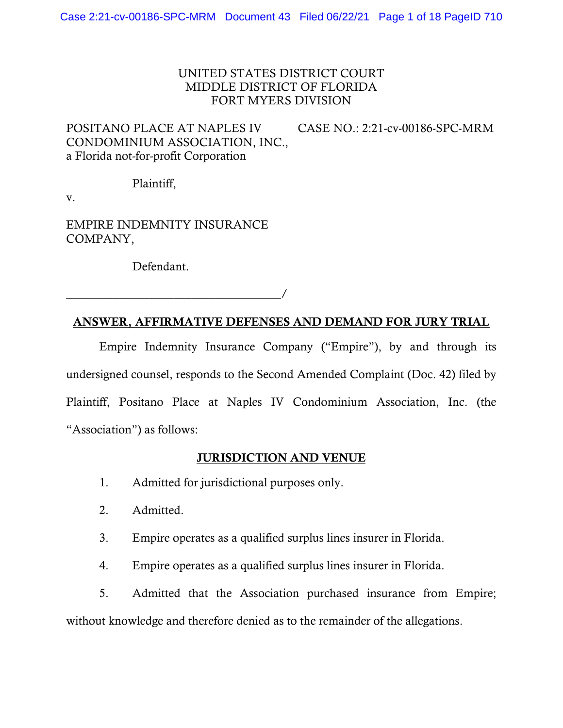UNITED STATES DISTRICT COURT
MIDDLE DISTRICT OF FLORIDA
FORT MYERS DIVISION

POSITANO PLACE AT NAPLES IV CONDOMINIUM ASSOCIATION, INC., a Florida not-for-profit Corporation

Plaintiff,

v.

EMPIRE INDEMNITY INSURANCE COMPANY,

Defendant.

CASE NO.: 2:21-cv-00186-SPC-MRM

___________________________________/

## ANSWER, AFFIRMATIVE DEFENSES AND DEMAND FOR JURY TRIAL

Empire Indemnity Insurance Company ("Empire"), by and through its undersigned counsel, responds to the Second Amended Complaint (Doc. 42) filed by Plaintiff, Positano Place at Naples IV Condominium Association, Inc. (the "Association") as follows:

## JURISDICTION AND VENUE

1. Admitted for jurisdictional purposes only.

2. Admitted.

3. Empire operates as a qualified surplus lines insurer in Florida.

4. Empire operates as a qualified surplus lines insurer in Florida.

5. Admitted that the Association purchased insurance from Empire; without knowledge and therefore denied as to the remainder of the allegations.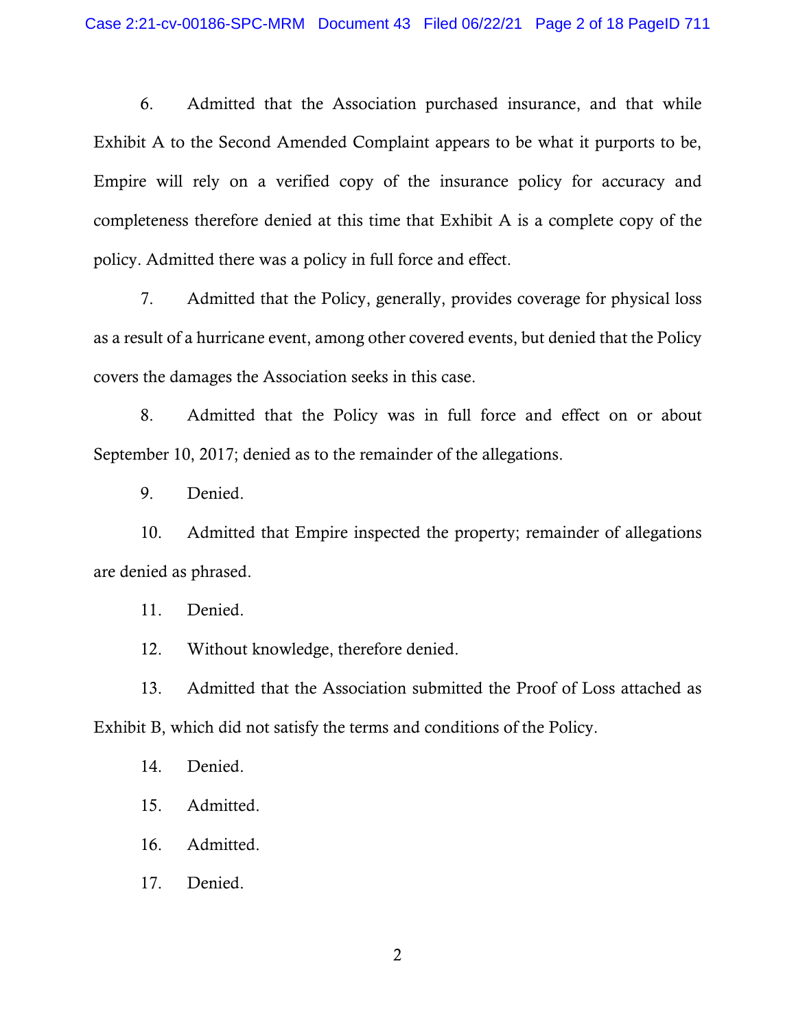6. Admitted that the Association purchased insurance, and that while Exhibit A to the Second Amended Complaint appears to be what it purports to be, Empire will rely on a verified copy of the insurance policy for accuracy and completeness therefore denied at this time that Exhibit A is a complete copy of the policy. Admitted there was a policy in full force and effect.

7. Admitted that the Policy, generally, provides coverage for physical loss as a result of a hurricane event, among other covered events, but denied that the Policy covers the damages the Association seeks in this case.

8. Admitted that the Policy was in full force and effect on or about September 10, 2017; denied as to the remainder of the allegations.

9. Denied.

10. Admitted that Empire inspected the property; remainder of allegations are denied as phrased.

11. Denied.

12. Without knowledge, therefore denied.

13. Admitted that the Association submitted the Proof of Loss attached as Exhibit B, which did not satisfy the terms and conditions of the Policy.

14. Denied.

15. Admitted.

16. Admitted.

17. Denied.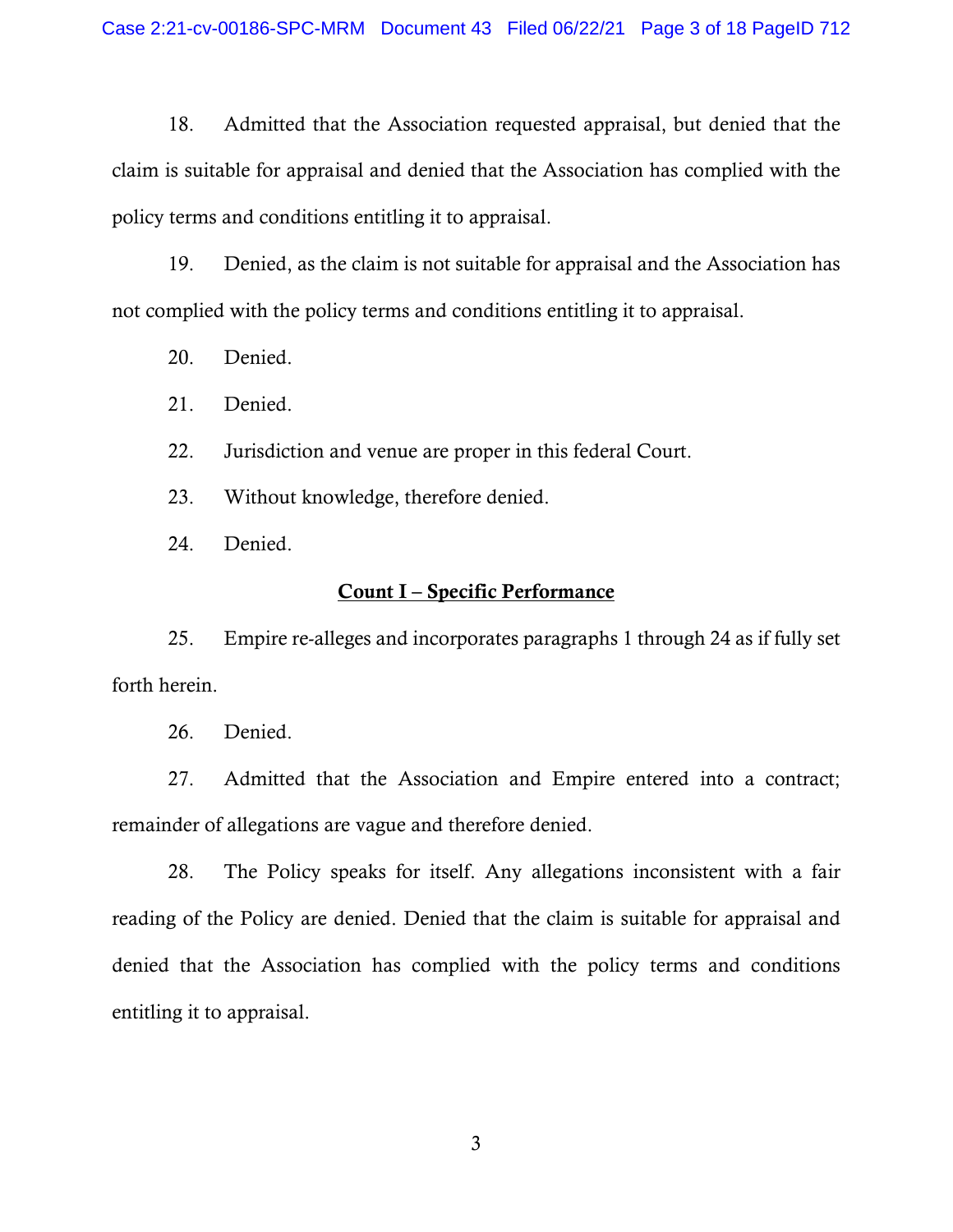18. Admitted that the Association requested appraisal, but denied that the claim is suitable for appraisal and denied that the Association has complied with the policy terms and conditions entitling it to appraisal.

19. Denied, as the claim is not suitable for appraisal and the Association has not complied with the policy terms and conditions entitling it to appraisal.

20. Denied.

21. Denied.

22. Jurisdiction and venue are proper in this federal Court.

23. Without knowledge, therefore denied.

24. Denied.

## Count I – Specific Performance

25. Empire re-alleges and incorporates paragraphs 1 through 24 as if fully set forth herein.

26. Denied.

27. Admitted that the Association and Empire entered into a contract; remainder of allegations are vague and therefore denied.

28. The Policy speaks for itself. Any allegations inconsistent with a fair reading of the Policy are denied. Denied that the claim is suitable for appraisal and denied that the Association has complied with the policy terms and conditions entitling it to appraisal.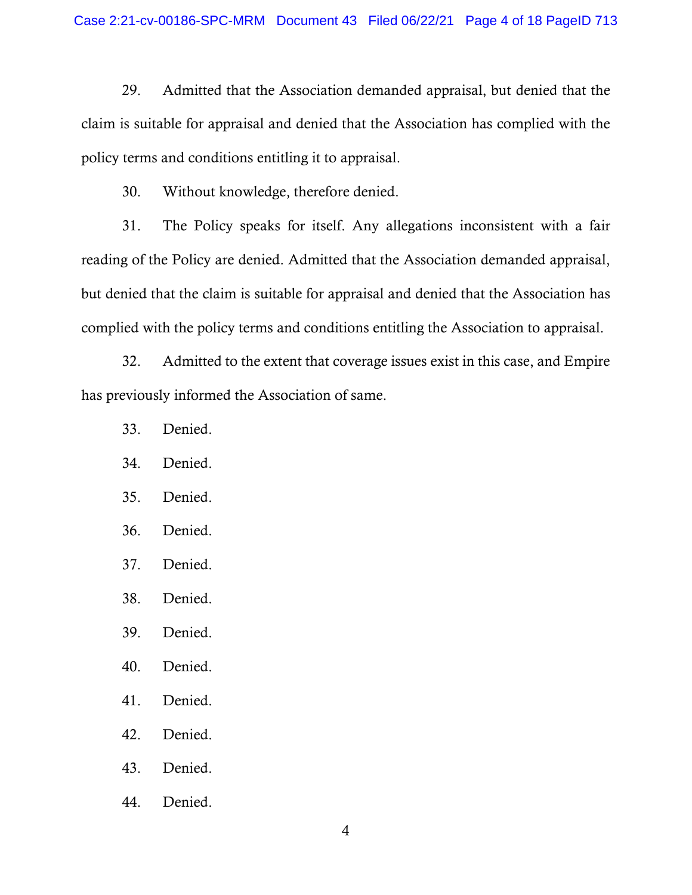29. Admitted that the Association demanded appraisal, but denied that the claim is suitable for appraisal and denied that the Association has complied with the policy terms and conditions entitling it to appraisal.

30. Without knowledge, therefore denied.

31. The Policy speaks for itself. Any allegations inconsistent with a fair reading of the Policy are denied. Admitted that the Association demanded appraisal, but denied that the claim is suitable for appraisal and denied that the Association has complied with the policy terms and conditions entitling the Association to appraisal.

32. Admitted to the extent that coverage issues exist in this case, and Empire has previously informed the Association of same.

33. Denied.

34. Denied.

35. Denied.

36. Denied.

37. Denied.

38. Denied.

39. Denied.

40. Denied.

41. Denied.

42. Denied.

43. Denied.

44. Denied.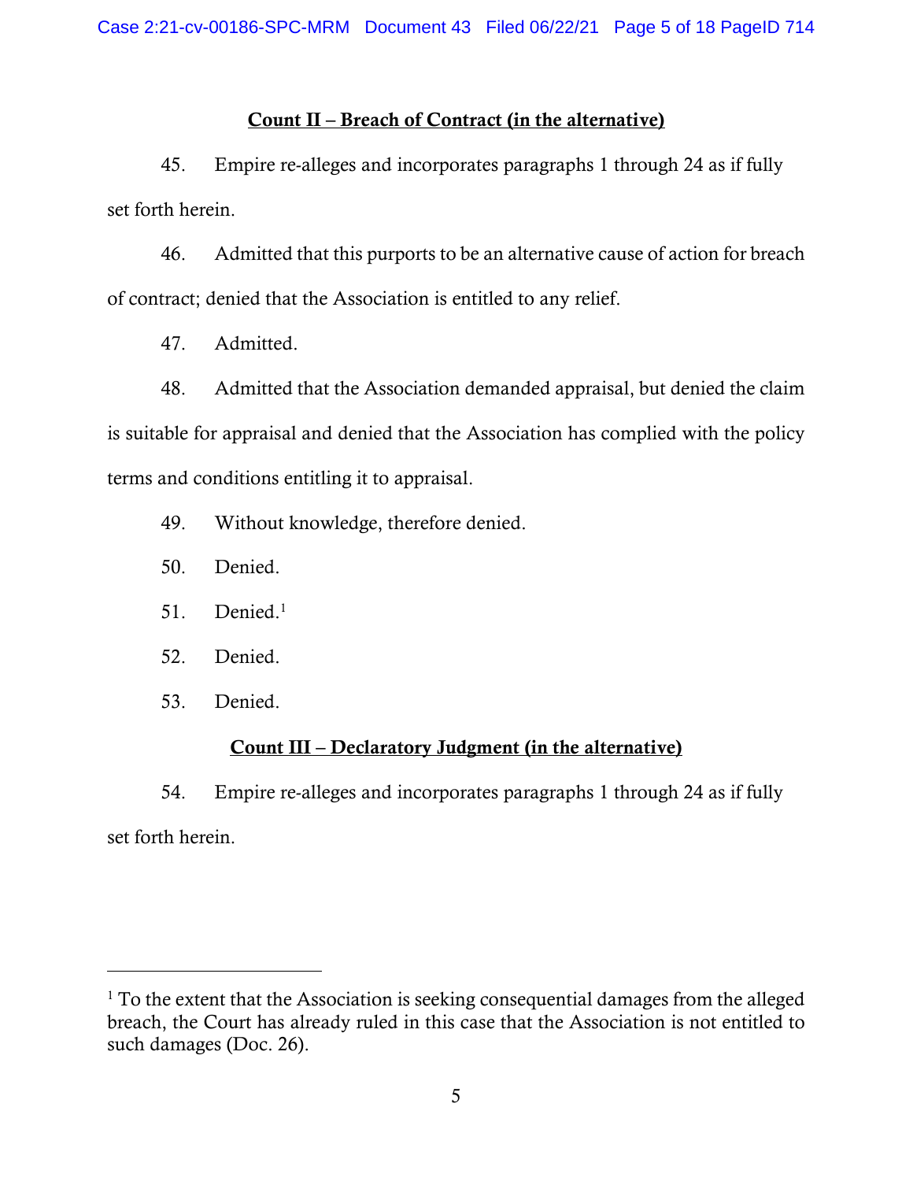**Count II – Breach of Contract (in the alternative)**

45. Empire re-alleges and incorporates paragraphs 1 through 24 as if fully set forth herein.

46. Admitted that this purports to be an alternative cause of action for breach of contract; denied that the Association is entitled to any relief.

47. Admitted.

48. Admitted that the Association demanded appraisal, but denied the claim is suitable for appraisal and denied that the Association has complied with the policy terms and conditions entitling it to appraisal.

49. Without knowledge, therefore denied.

50. Denied.

51. Denied.[1]

52. Denied.

53. Denied.

**Count III – Declaratory Judgment (in the alternative)**

54. Empire re-alleges and incorporates paragraphs 1 through 24 as if fully set forth herein.

---

[1] To the extent that the Association is seeking consequential damages from the alleged breach, the Court has already ruled in this case that the Association is not entitled to such damages (Doc. 26).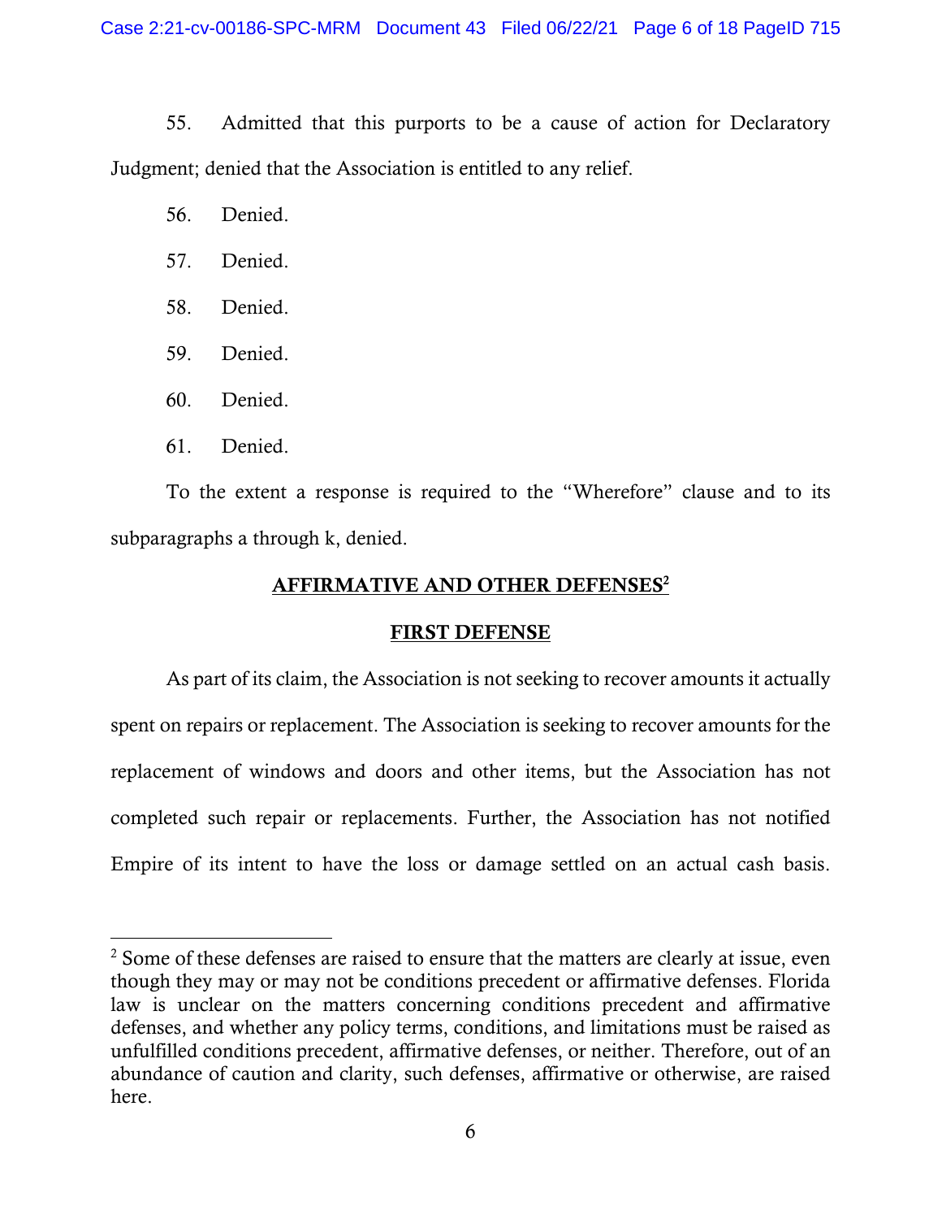55. Admitted that this purports to be a cause of action for Declaratory Judgment; denied that the Association is entitled to any relief.

56. Denied.

57. Denied.

58. Denied.

59. Denied.

60. Denied.

61. Denied.

To the extent a response is required to the "Wherefore" clause and to its subparagraphs a through k, denied.

## AFFIRMATIVE AND OTHER DEFENSES[2]

### FIRST DEFENSE

As part of its claim, the Association is not seeking to recover amounts it actually spent on repairs or replacement. The Association is seeking to recover amounts for the replacement of windows and doors and other items, but the Association has not completed such repair or replacements. Further, the Association has not notified Empire of its intent to have the loss or damage settled on an actual cash basis.

---

[2] Some of these defenses are raised to ensure that the matters are clearly at issue, even though they may or may not be conditions precedent or affirmative defenses. Florida law is unclear on the matters concerning conditions precedent and affirmative defenses, and whether any policy terms, conditions, and limitations must be raised as unfulfilled conditions precedent, affirmative defenses, or neither. Therefore, out of an abundance of caution and clarity, such defenses, affirmative or otherwise, are raised here.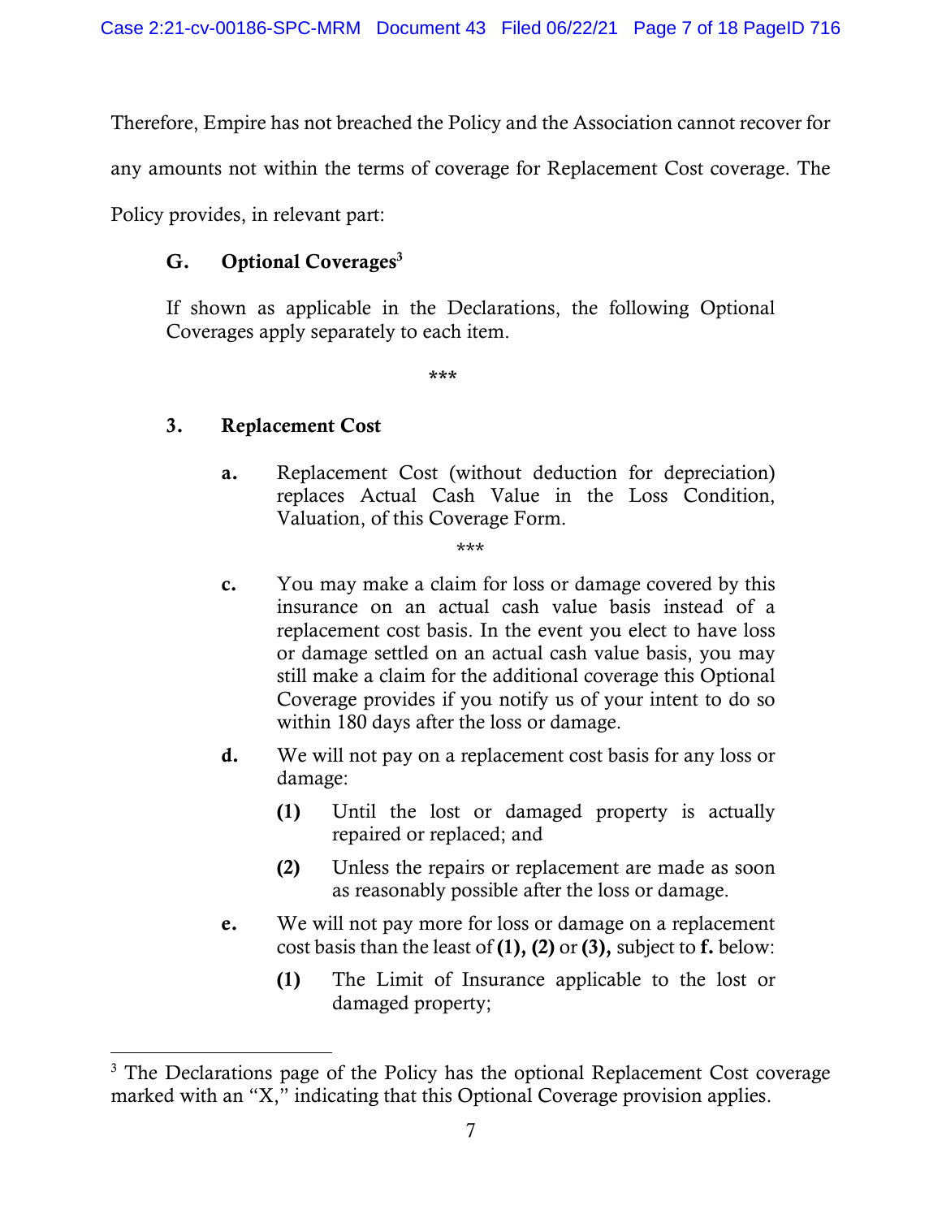Therefore, Empire has not breached the Policy and the Association cannot recover for any amounts not within the terms of coverage for Replacement Cost coverage. The Policy provides, in relevant part:

> **G. Optional Coverages**[3]
>
> If shown as applicable in the Declarations, the following Optional Coverages apply separately to each item.
>
> \*\*\*
>
> **3. Replacement Cost**
>
> **a.** Replacement Cost (without deduction for depreciation) replaces Actual Cash Value in the Loss Condition, Valuation, of this Coverage Form.
>
> \*\*\*
>
> **c.** You may make a claim for loss or damage covered by this insurance on an actual cash value basis instead of a replacement cost basis. In the event you elect to have loss or damage settled on an actual cash value basis, you may still make a claim for the additional coverage this Optional Coverage provides if you notify us of your intent to do so within 180 days after the loss or damage.
>
> **d.** We will not pay on a replacement cost basis for any loss or damage:
>
> **(1)** Until the lost or damaged property is actually repaired or replaced; and
>
> **(2)** Unless the repairs or replacement are made as soon as reasonably possible after the loss or damage.
>
> **e.** We will not pay more for loss or damage on a replacement cost basis than the least of **(1), (2)** or **(3),** subject to **f.** below:
>
> **(1)** The Limit of Insurance applicable to the lost or damaged property;

---

[3] The Declarations page of the Policy has the optional Replacement Cost coverage marked with an "X," indicating that this Optional Coverage provision applies.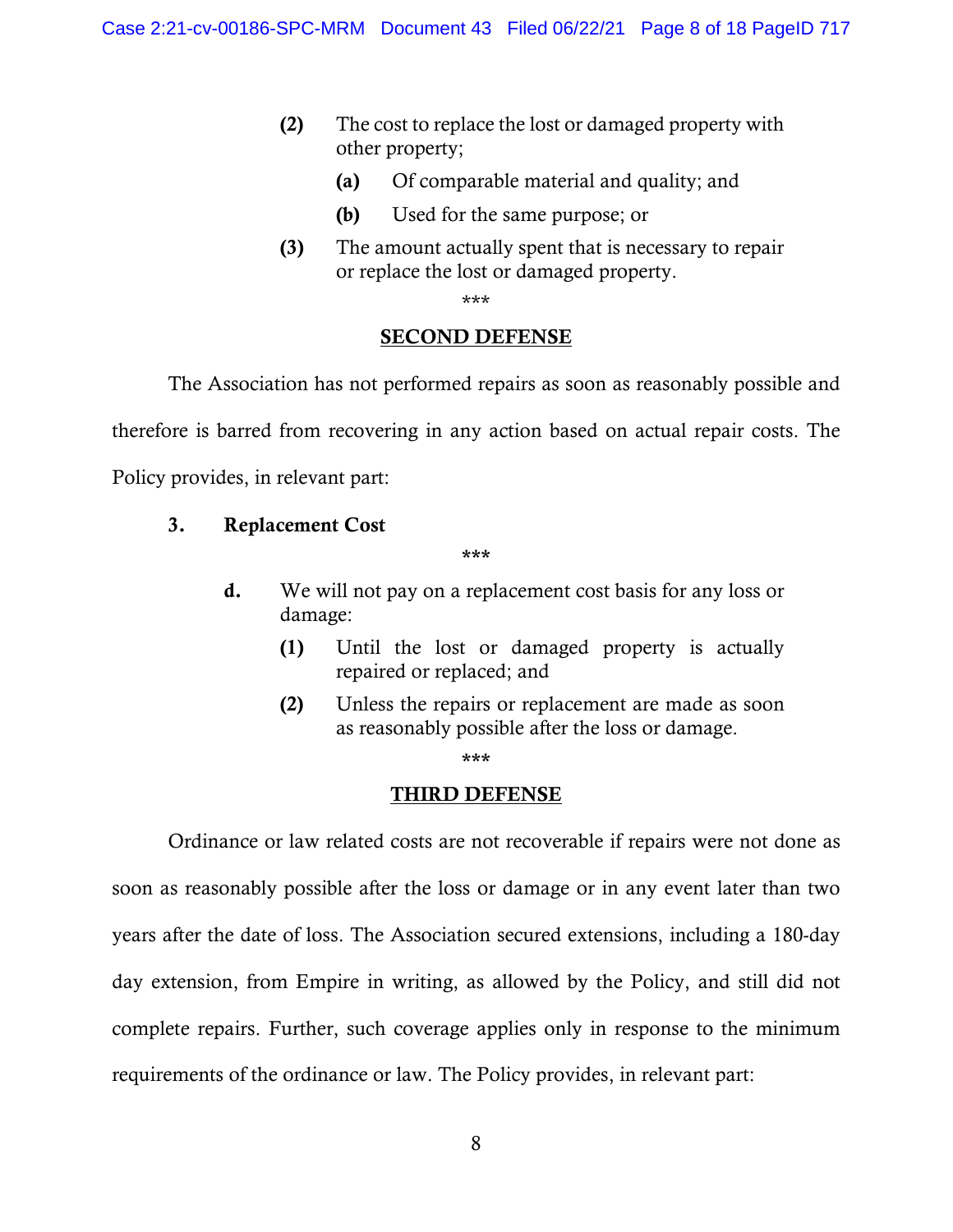> **(2)** The cost to replace the lost or damaged property with other property;
>
> > **(a)** Of comparable material and quality; and
> >
> > **(b)** Used for the same purpose; or
>
> **(3)** The amount actually spent that is necessary to repair or replace the lost or damaged property.

***

## SECOND DEFENSE

The Association has not performed repairs as soon as reasonably possible and therefore is barred from recovering in any action based on actual repair costs. The Policy provides, in relevant part:

> **3. Replacement Cost**
>
> ***
>
> **d.** We will not pay on a replacement cost basis for any loss or damage:
>
> > **(1)** Until the lost or damaged property is actually repaired or replaced; and
> >
> > **(2)** Unless the repairs or replacement are made as soon as reasonably possible after the loss or damage.

***

## THIRD DEFENSE

Ordinance or law related costs are not recoverable if repairs were not done as soon as reasonably possible after the loss or damage or in any event later than two years after the date of loss. The Association secured extensions, including a 180-day day extension, from Empire in writing, as allowed by the Policy, and still did not complete repairs. Further, such coverage applies only in response to the minimum requirements of the ordinance or law. The Policy provides, in relevant part: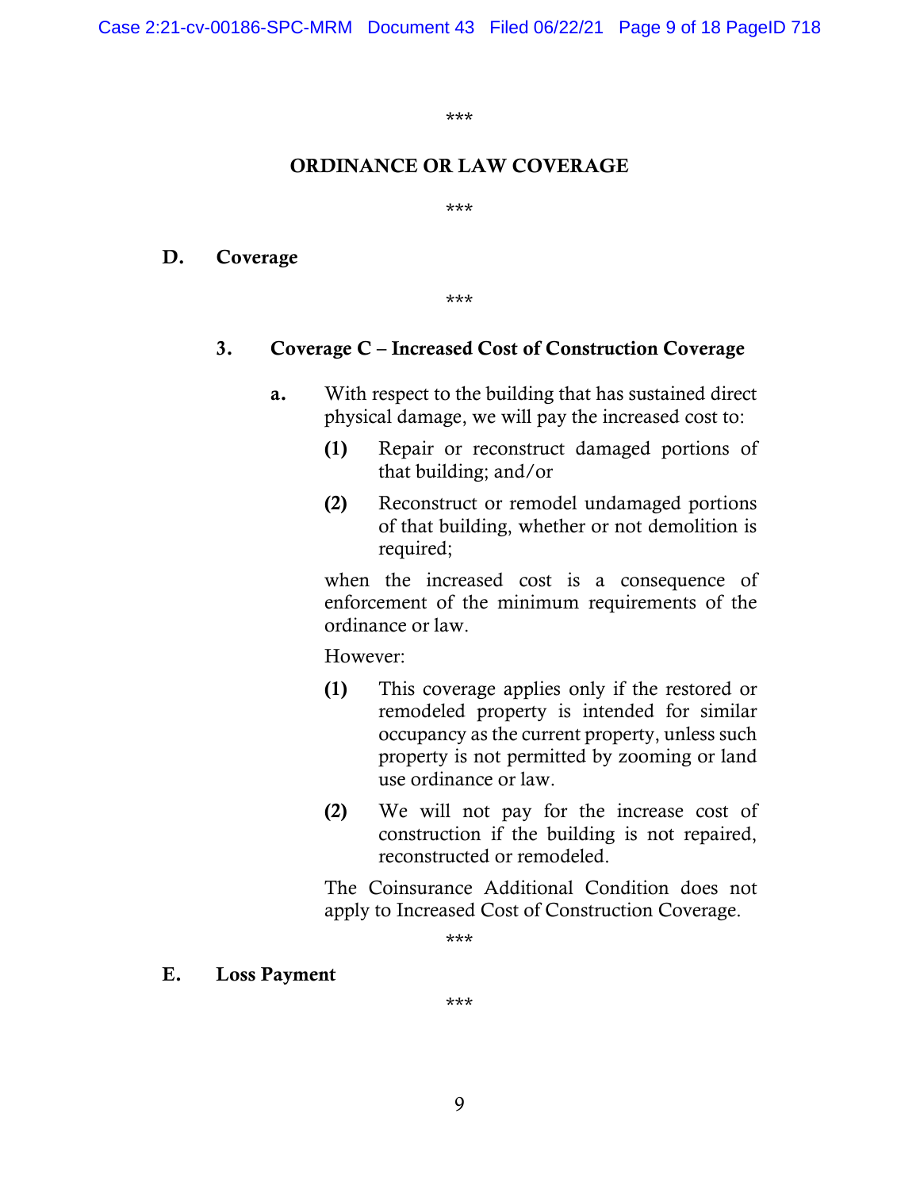\*\*\*

**ORDINANCE OR LAW COVERAGE**

\*\*\*

**D. Coverage**

\*\*\*

**3. Coverage C – Increased Cost of Construction Coverage**

**a.** With respect to the building that has sustained direct physical damage, we will pay the increased cost to:

**(1)** Repair or reconstruct damaged portions of that building; and/or

**(2)** Reconstruct or remodel undamaged portions of that building, whether or not demolition is required;

when the increased cost is a consequence of enforcement of the minimum requirements of the ordinance or law.

However:

**(1)** This coverage applies only if the restored or remodeled property is intended for similar occupancy as the current property, unless such property is not permitted by zooming or land use ordinance or law.

**(2)** We will not pay for the increase cost of construction if the building is not repaired, reconstructed or remodeled.

The Coinsurance Additional Condition does not apply to Increased Cost of Construction Coverage.

\*\*\*

**E. Loss Payment**

\*\*\*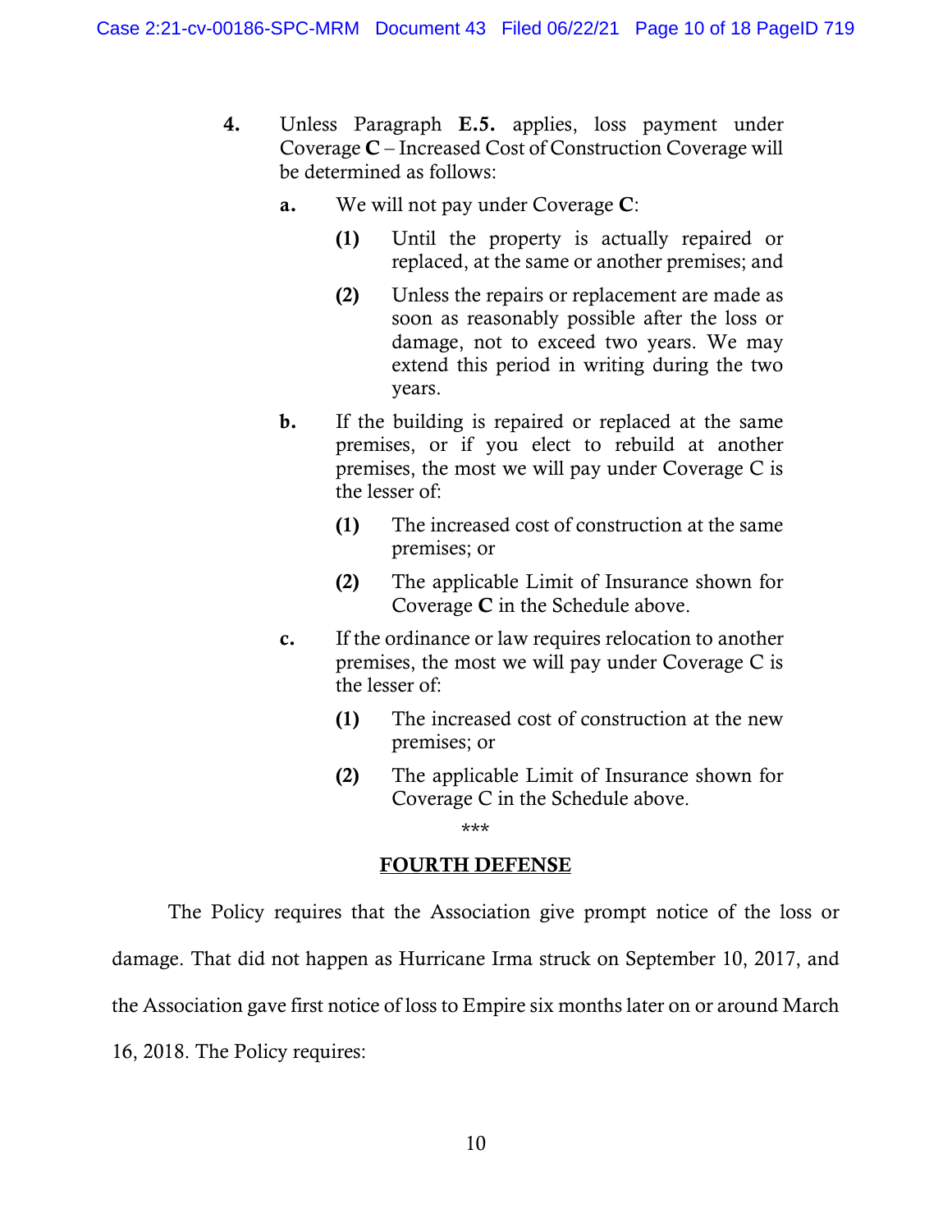> **4.** Unless Paragraph **E.5.** applies, loss payment under Coverage **C** – Increased Cost of Construction Coverage will be determined as follows:
>
> > **a.** We will not pay under Coverage **C**:
> >
> > > **(1)** Until the property is actually repaired or replaced, at the same or another premises; and
> > >
> > > **(2)** Unless the repairs or replacement are made as soon as reasonably possible after the loss or damage, not to exceed two years. We may extend this period in writing during the two years.
> >
> > **b.** If the building is repaired or replaced at the same premises, or if you elect to rebuild at another premises, the most we will pay under Coverage C is the lesser of:
> >
> > > **(1)** The increased cost of construction at the same premises; or
> > >
> > > **(2)** The applicable Limit of Insurance shown for Coverage **C** in the Schedule above.
> >
> > **c.** If the ordinance or law requires relocation to another premises, the most we will pay under Coverage C is the lesser of:
> >
> > > **(1)** The increased cost of construction at the new premises; or
> > >
> > > **(2)** The applicable Limit of Insurance shown for Coverage C in the Schedule above.
>
> ***

## FOURTH DEFENSE

The Policy requires that the Association give prompt notice of the loss or damage. That did not happen as Hurricane Irma struck on September 10, 2017, and the Association gave first notice of loss to Empire six months later on or around March 16, 2018. The Policy requires: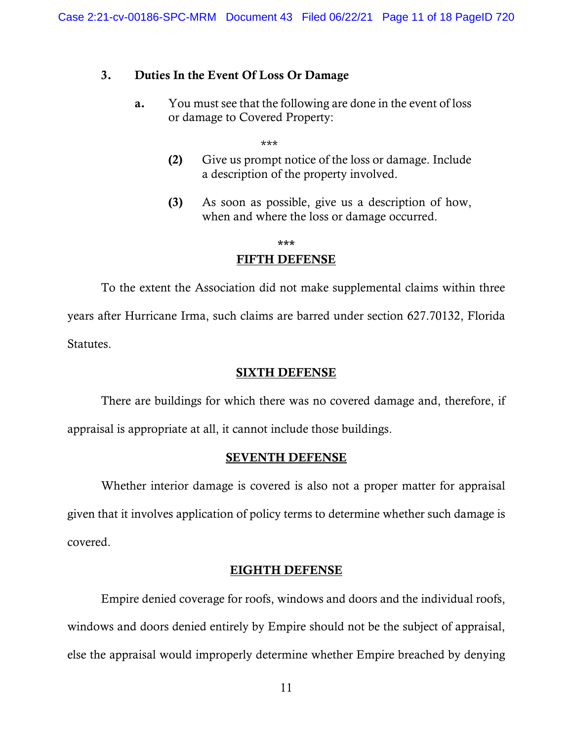### 3. Duties In the Event Of Loss Or Damage

> **a.** You must see that the following are done in the event of loss or damage to Covered Property:
>
> ***
>
> **(2)** Give us prompt notice of the loss or damage. Include a description of the property involved.
>
> **(3)** As soon as possible, give us a description of how, when and where the loss or damage occurred.

***

## FIFTH DEFENSE

To the extent the Association did not make supplemental claims within three years after Hurricane Irma, such claims are barred under section 627.70132, Florida Statutes.

## SIXTH DEFENSE

There are buildings for which there was no covered damage and, therefore, if appraisal is appropriate at all, it cannot include those buildings.

## SEVENTH DEFENSE

Whether interior damage is covered is also not a proper matter for appraisal given that it involves application of policy terms to determine whether such damage is covered.

## EIGHTH DEFENSE

Empire denied coverage for roofs, windows and doors and the individual roofs, windows and doors denied entirely by Empire should not be the subject of appraisal, else the appraisal would improperly determine whether Empire breached by denying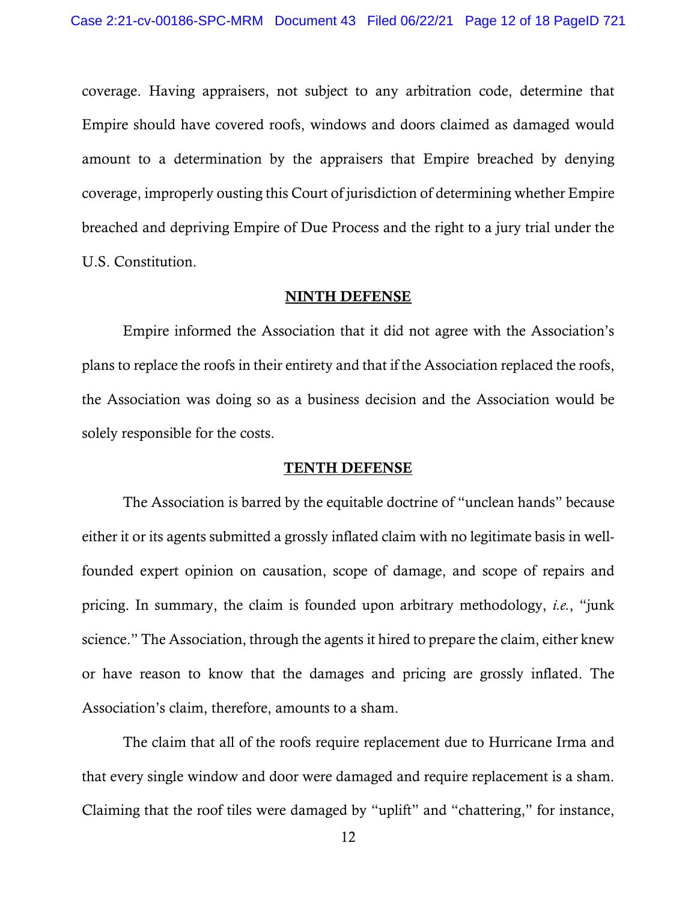coverage. Having appraisers, not subject to any arbitration code, determine that Empire should have covered roofs, windows and doors claimed as damaged would amount to a determination by the appraisers that Empire breached by denying coverage, improperly ousting this Court of jurisdiction of determining whether Empire breached and depriving Empire of Due Process and the right to a jury trial under the U.S. Constitution.

## NINTH DEFENSE

Empire informed the Association that it did not agree with the Association's plans to replace the roofs in their entirety and that if the Association replaced the roofs, the Association was doing so as a business decision and the Association would be solely responsible for the costs.

## TENTH DEFENSE

The Association is barred by the equitable doctrine of "unclean hands" because either it or its agents submitted a grossly inflated claim with no legitimate basis in well-founded expert opinion on causation, scope of damage, and scope of repairs and pricing. In summary, the claim is founded upon arbitrary methodology, *i.e.*, "junk science." The Association, through the agents it hired to prepare the claim, either knew or have reason to know that the damages and pricing are grossly inflated. The Association's claim, therefore, amounts to a sham.

The claim that all of the roofs require replacement due to Hurricane Irma and that every single window and door were damaged and require replacement is a sham. Claiming that the roof tiles were damaged by "uplift" and "chattering," for instance,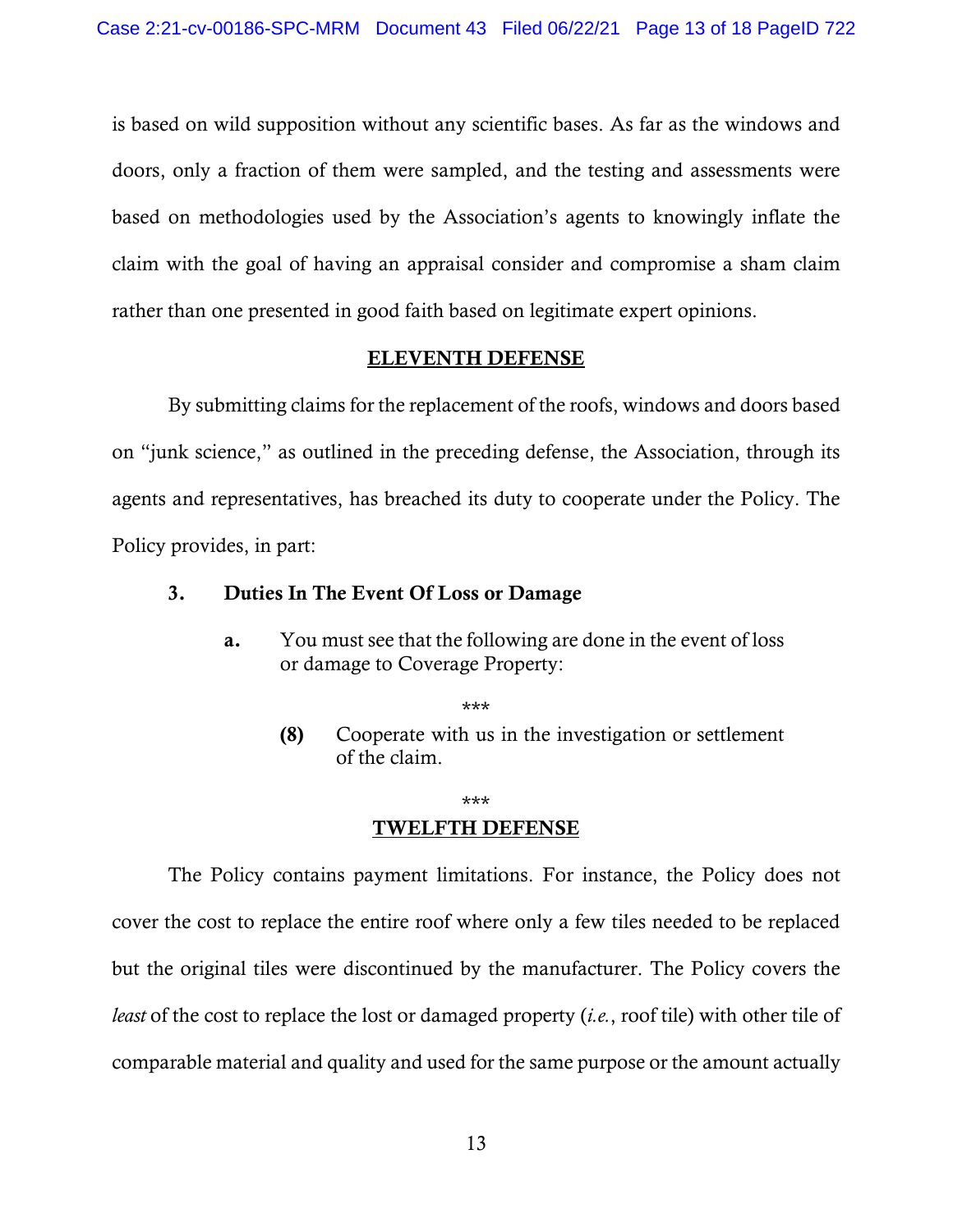is based on wild supposition without any scientific bases. As far as the windows and doors, only a fraction of them were sampled, and the testing and assessments were based on methodologies used by the Association's agents to knowingly inflate the claim with the goal of having an appraisal consider and compromise a sham claim rather than one presented in good faith based on legitimate expert opinions.

## ELEVENTH DEFENSE

By submitting claims for the replacement of the roofs, windows and doors based on "junk science," as outlined in the preceding defense, the Association, through its agents and representatives, has breached its duty to cooperate under the Policy. The Policy provides, in part:

> **3. Duties In The Event Of Loss or Damage**
>
> **a.** You must see that the following are done in the event of loss or damage to Coverage Property:
>
> \*\*\*
>
> **(8)** Cooperate with us in the investigation or settlement of the claim.
>
> \*\*\*

## TWELFTH DEFENSE

The Policy contains payment limitations. For instance, the Policy does not cover the cost to replace the entire roof where only a few tiles needed to be replaced but the original tiles were discontinued by the manufacturer. The Policy covers the *least* of the cost to replace the lost or damaged property (*i.e.*, roof tile) with other tile of comparable material and quality and used for the same purpose or the amount actually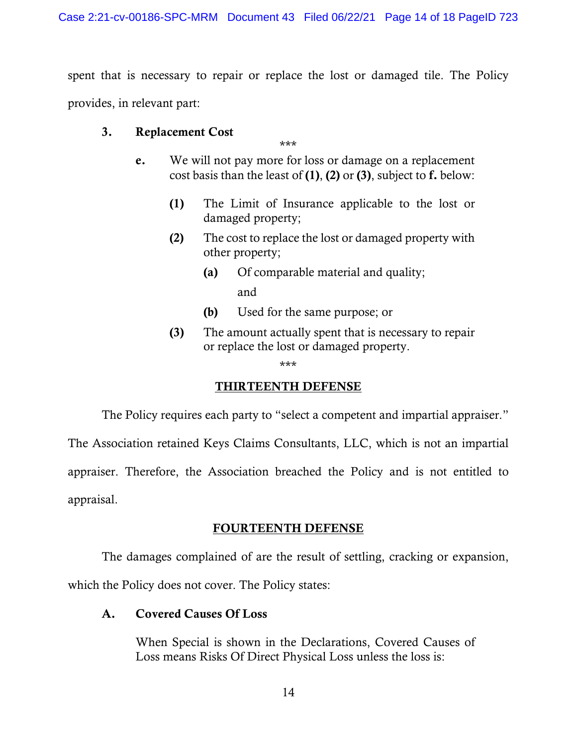spent that is necessary to repair or replace the lost or damaged tile. The Policy provides, in relevant part:

> **3. Replacement Cost**
>
> \*\*\*
>
> **e.** We will not pay more for loss or damage on a replacement cost basis than the least of **(1)**, **(2)** or **(3)**, subject to **f.** below:
>
> **(1)** The Limit of Insurance applicable to the lost or damaged property;
>
> **(2)** The cost to replace the lost or damaged property with other property;
>
> **(a)** Of comparable material and quality;
>
> and
>
> **(b)** Used for the same purpose; or
>
> **(3)** The amount actually spent that is necessary to repair or replace the lost or damaged property.
>
> \*\*\*

## THIRTEENTH DEFENSE

The Policy requires each party to "select a competent and impartial appraiser." The Association retained Keys Claims Consultants, LLC, which is not an impartial appraiser. Therefore, the Association breached the Policy and is not entitled to appraisal.

## FOURTEENTH DEFENSE

The damages complained of are the result of settling, cracking or expansion, which the Policy does not cover. The Policy states:

> **A. Covered Causes Of Loss**
>
> When Special is shown in the Declarations, Covered Causes of Loss means Risks Of Direct Physical Loss unless the loss is: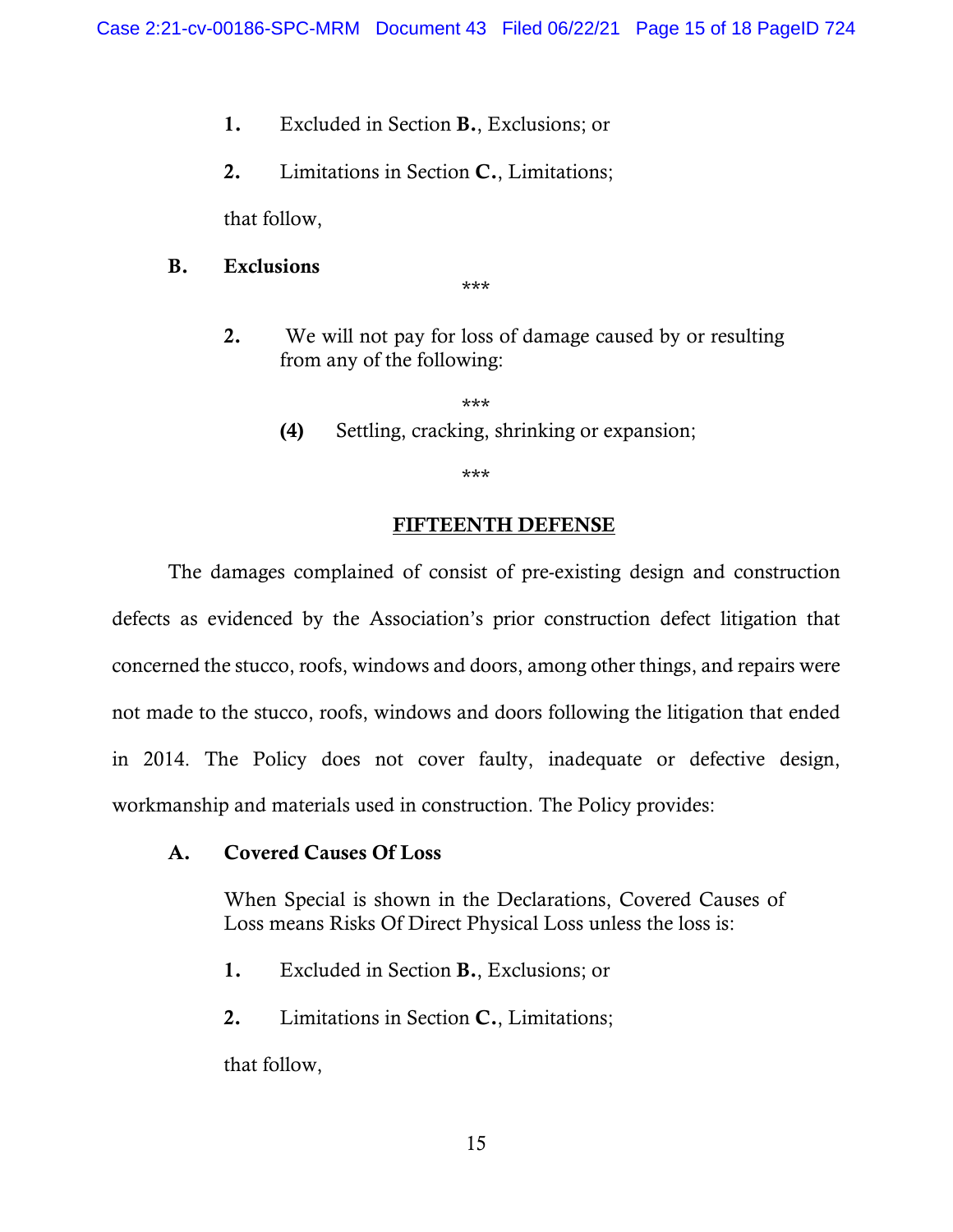1. Excluded in Section **B.**, Exclusions; or

2. Limitations in Section **C.**, Limitations;

that follow,

**B. Exclusions**

\*\*\*

**2.** We will not pay for loss of damage caused by or resulting from any of the following:

\*\*\*

**(4)** Settling, cracking, shrinking or expansion;

\*\*\*

## FIFTEENTH DEFENSE

The damages complained of consist of pre-existing design and construction defects as evidenced by the Association's prior construction defect litigation that concerned the stucco, roofs, windows and doors, among other things, and repairs were not made to the stucco, roofs, windows and doors following the litigation that ended in 2014. The Policy does not cover faulty, inadequate or defective design, workmanship and materials used in construction. The Policy provides:

**A. Covered Causes Of Loss**

When Special is shown in the Declarations, Covered Causes of Loss means Risks Of Direct Physical Loss unless the loss is:

1. Excluded in Section **B.**, Exclusions; or

2. Limitations in Section **C.**, Limitations;

that follow,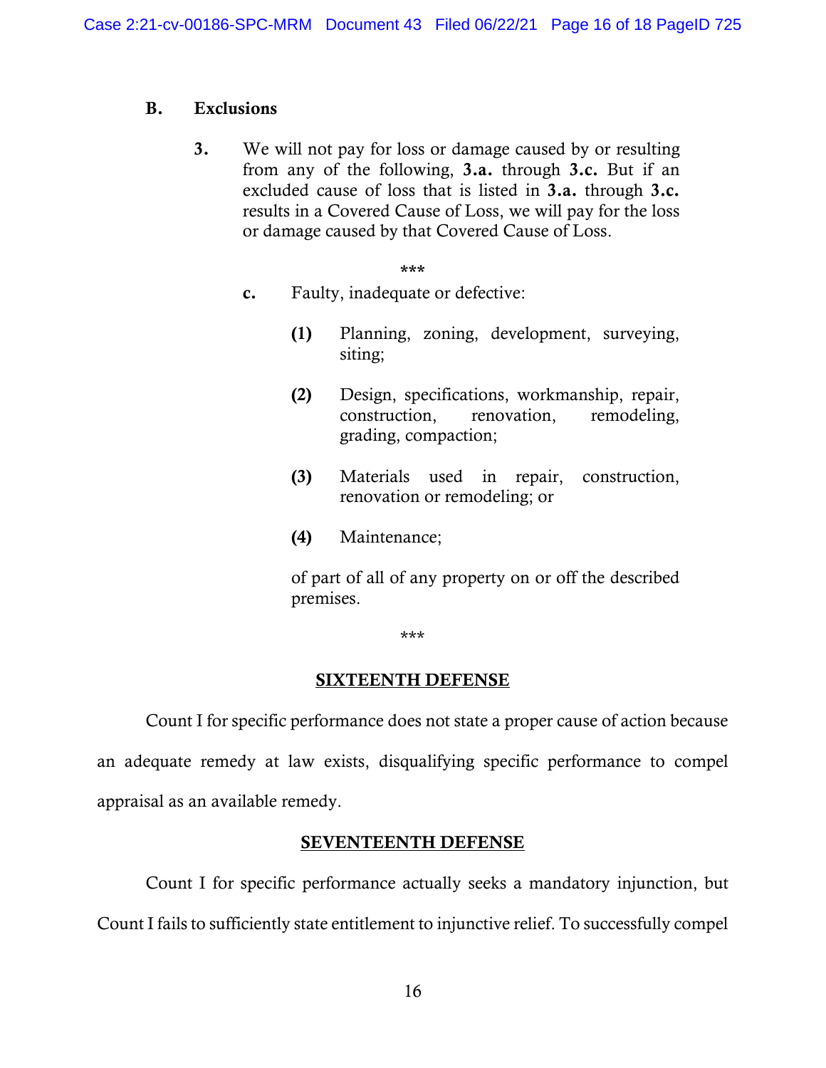## B. Exclusions

> **3.** We will not pay for loss or damage caused by or resulting from any of the following, **3.a.** through **3.c.** But if an excluded cause of loss that is listed in **3.a.** through **3.c.** results in a Covered Cause of Loss, we will pay for the loss or damage caused by that Covered Cause of Loss.
>
> ***
>
> **c.** Faulty, inadequate or defective:
>
> **(1)** Planning, zoning, development, surveying, siting;
>
> **(2)** Design, specifications, workmanship, repair, construction, renovation, remodeling, grading, compaction;
>
> **(3)** Materials used in repair, construction, renovation or remodeling; or
>
> **(4)** Maintenance;
>
> of part of all of any property on or off the described premises.
>
> ***

### SIXTEENTH DEFENSE

Count I for specific performance does not state a proper cause of action because an adequate remedy at law exists, disqualifying specific performance to compel appraisal as an available remedy.

### SEVENTEENTH DEFENSE

Count I for specific performance actually seeks a mandatory injunction, but Count I fails to sufficiently state entitlement to injunctive relief. To successfully compel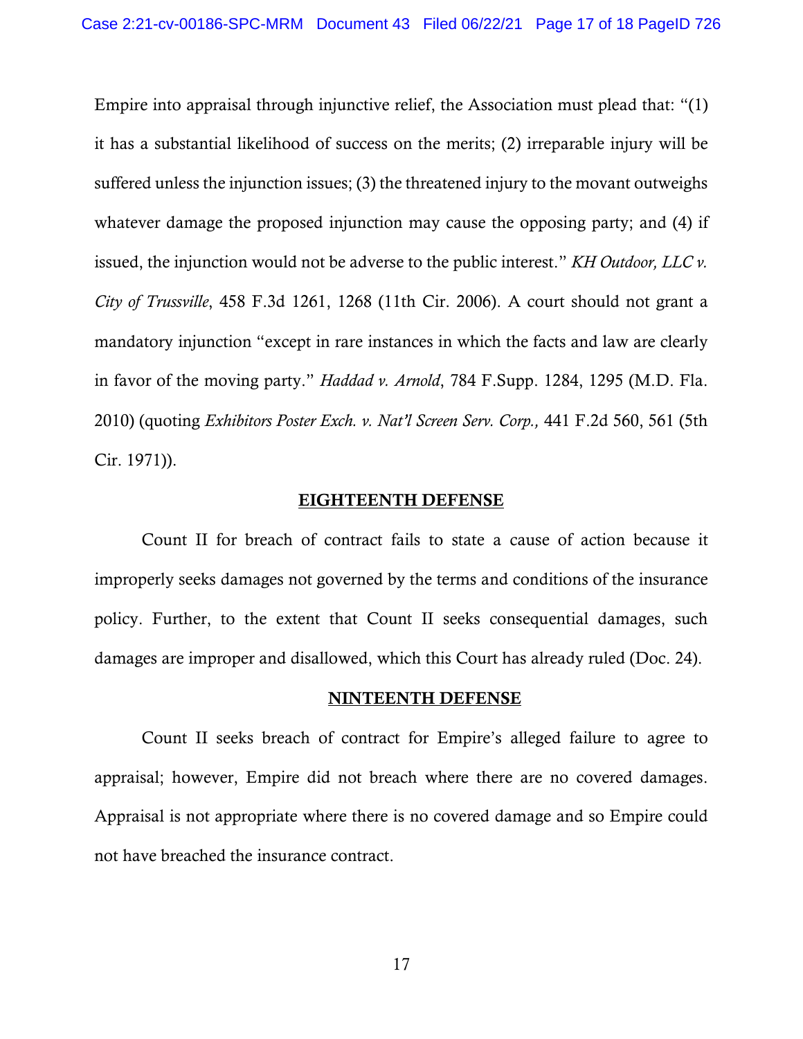Empire into appraisal through injunctive relief, the Association must plead that: "(1) it has a substantial likelihood of success on the merits; (2) irreparable injury will be suffered unless the injunction issues; (3) the threatened injury to the movant outweighs whatever damage the proposed injunction may cause the opposing party; and (4) if issued, the injunction would not be adverse to the public interest." *KH Outdoor, LLC v. City of Trussville*, 458 F.3d 1261, 1268 (11th Cir. 2006). A court should not grant a mandatory injunction "except in rare instances in which the facts and law are clearly in favor of the moving party." *Haddad v. Arnold*, 784 F.Supp. 1284, 1295 (M.D. Fla. 2010) (quoting *Exhibitors Poster Exch. v. Nat'l Screen Serv. Corp.,* 441 F.2d 560, 561 (5th Cir. 1971)).

## EIGHTEENTH DEFENSE

Count II for breach of contract fails to state a cause of action because it improperly seeks damages not governed by the terms and conditions of the insurance policy. Further, to the extent that Count II seeks consequential damages, such damages are improper and disallowed, which this Court has already ruled (Doc. 24).

## NINTEENTH DEFENSE

Count II seeks breach of contract for Empire's alleged failure to agree to appraisal; however, Empire did not breach where there are no covered damages. Appraisal is not appropriate where there is no covered damage and so Empire could not have breached the insurance contract.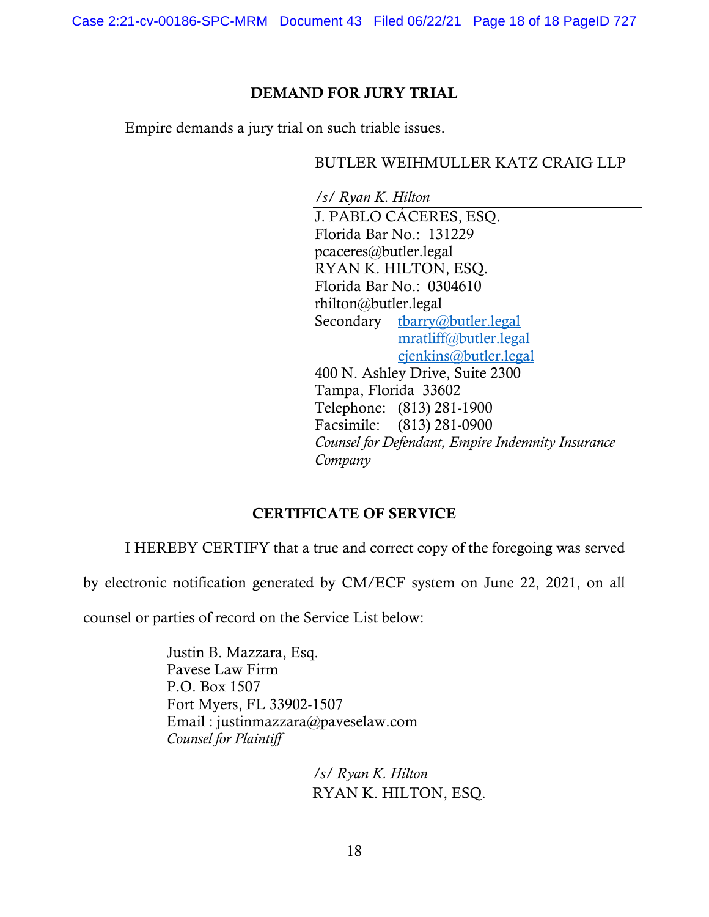## DEMAND FOR JURY TRIAL

Empire demands a jury trial on such triable issues.

BUTLER WEIHMULLER KATZ CRAIG LLP

*/s/ Ryan K. Hilton*
J. PABLO CÁCERES, ESQ.
Florida Bar No.: 131229
pcaceres@butler.legal
RYAN K. HILTON, ESQ.
Florida Bar No.: 0304610
rhilton@butler.legal
Secondary tbarry@butler.legal
mratliff@butler.legal
cjenkins@butler.legal
400 N. Ashley Drive, Suite 2300
Tampa, Florida 33602
Telephone: (813) 281-1900
Facsimile: (813) 281-0900
*Counsel for Defendant, Empire Indemnity Insurance Company*

## CERTIFICATE OF SERVICE

I HEREBY CERTIFY that a true and correct copy of the foregoing was served by electronic notification generated by CM/ECF system on June 22, 2021, on all counsel or parties of record on the Service List below:

Justin B. Mazzara, Esq.
Pavese Law Firm
P.O. Box 1507
Fort Myers, FL 33902-1507
Email : justinmazzara@paveselaw.com
*Counsel for Plaintiff*

*/s/ Ryan K. Hilton*
RYAN K. HILTON, ESQ.